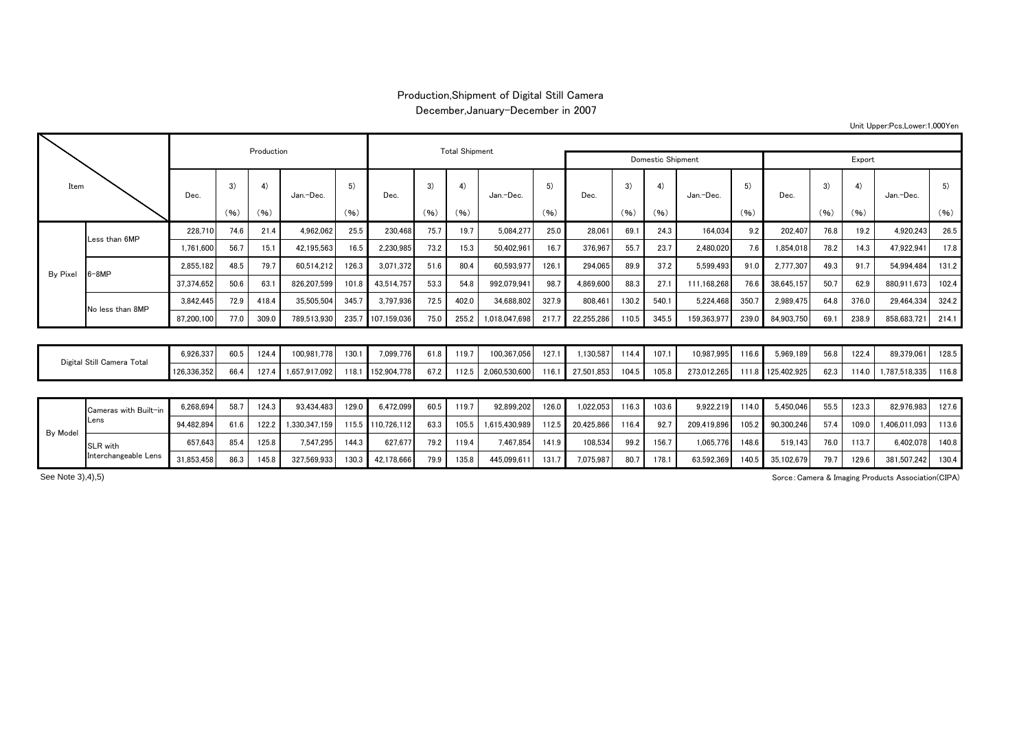# Production,Shipment of Digital Still Camera

December,January-December in 2007

Unit Upper:Pcs,Lower:1,000Yen

| Item | | Production | | | | | Total Shipment | | | | | Domestic Shipment | | | | | Export | | | | |
|---|---|---|---|---|---|---|---|---|---|---|---|---|---|---|---|---|---|---|---|---|---|
| | | Dec. | 3) (%) | 4) (%) | Jan.-Dec. | 5) (%) | Dec. | 3) (%) | 4) (%) | Jan.-Dec. | 5) (%) | Dec. | 3) (%) | 4) (%) | Jan.-Dec. | 5) (%) | Dec. | 3) (%) | 4) (%) | Jan.-Dec. | 5) (%) |
| By Pixel | Less than 6MP | 228,710 | 74.6 | 21.4 | 4,962,062 | 25.5 | 230,468 | 75.7 | 19.7 | 5,084,277 | 25.0 | 28,061 | 69.1 | 24.3 | 164,034 | 9.2 | 202,407 | 76.8 | 19.2 | 4,920,243 | 26.5 |
| | | 1,761,600 | 56.7 | 15.1 | 42,195,563 | 16.5 | 2,230,985 | 73.2 | 15.3 | 50,402,961 | 16.7 | 376,967 | 55.7 | 23.7 | 2,480,020 | 7.6 | 1,854,018 | 78.2 | 14.3 | 47,922,941 | 17.8 |
| | 6-8MP | 2,855,182 | 48.5 | 79.7 | 60,514,212 | 126.3 | 3,071,372 | 51.6 | 80.4 | 60,593,977 | 126.1 | 294,065 | 89.9 | 37.2 | 5,599,493 | 91.0 | 2,777,307 | 49.3 | 91.7 | 54,994,484 | 131.2 |
| | | 37,374,652 | 50.6 | 63.1 | 826,207,599 | 101.8 | 43,514,757 | 53.3 | 54.8 | 992,079,941 | 98.7 | 4,869,600 | 88.3 | 27.1 | 111,168,268 | 76.6 | 38,645,157 | 50.7 | 62.9 | 880,911,673 | 102.4 |
| | No less than 8MP | 3,842,445 | 72.9 | 418.4 | 35,505,504 | 345.7 | 3,797,936 | 72.5 | 402.0 | 34,688,802 | 327.9 | 808,461 | 130.2 | 540.1 | 5,224,468 | 350.7 | 2,989,475 | 64.8 | 376.0 | 29,464,334 | 324.2 |
| | | 87,200,100 | 77.0 | 309.0 | 789,513,930 | 235.7 | 107,159,036 | 75.0 | 255.2 | 1,018,047,698 | 217.7 | 22,255,286 | 110.5 | 345.5 | 159,363,977 | 239.0 | 84,903,750 | 69.1 | 238.9 | 858,683,721 | 214.1 |
| Digital Still Camera Total | | 6,926,337 | 60.5 | 124.4 | 100,981,778 | 130.1 | 7,099,776 | 61.8 | 119.7 | 100,367,056 | 127.1 | 1,130,587 | 114.4 | 107.1 | 10,987,995 | 116.6 | 5,969,189 | 56.8 | 122.4 | 89,379,061 | 128.5 |
| | | 126,336,352 | 66.4 | 127.4 | 1,657,917,092 | 118.1 | 152,904,778 | 67.2 | 112.5 | 2,060,530,600 | 116.1 | 27,501,853 | 104.5 | 105.8 | 273,012,265 | 111.8 | 125,402,925 | 62.3 | 114.0 | 1,787,518,335 | 116.8 |
| By Model | Cameras with Built-in Lens | 6,268,694 | 58.7 | 124.3 | 93,434,483 | 129.0 | 6,472,099 | 60.5 | 119.7 | 92,899,202 | 126.0 | 1,022,053 | 116.3 | 103.6 | 9,922,219 | 114.0 | 5,450,046 | 55.5 | 123.3 | 82,976,983 | 127.6 |
| | | 94,482,894 | 61.6 | 122.2 | 1,330,347,159 | 115.5 | 110,726,112 | 63.3 | 105.5 | 1,615,430,989 | 112.5 | 20,425,866 | 116.4 | 92.7 | 209,419,896 | 105.2 | 90,300,246 | 57.4 | 109.0 | 1,406,011,093 | 113.6 |
| | SLR with Interchangeable Lens | 657,643 | 85.4 | 125.8 | 7,547,295 | 144.3 | 627,677 | 79.2 | 119.4 | 7,467,854 | 141.9 | 108,534 | 99.2 | 156.7 | 1,065,776 | 148.6 | 519,143 | 76.0 | 113.7 | 6,402,078 | 140.8 |
| | | 31,853,458 | 86.3 | 145.8 | 327,569,933 | 130.3 | 42,178,666 | 79.9 | 135.8 | 445,099,611 | 131.7 | 7,075,987 | 80.7 | 178.1 | 63,592,369 | 140.5 | 35,102,679 | 79.7 | 129.6 | 381,507,242 | 130.4 |

See Note 3),4),5)

Sorce：Camera & Imaging Products Association(CIPA)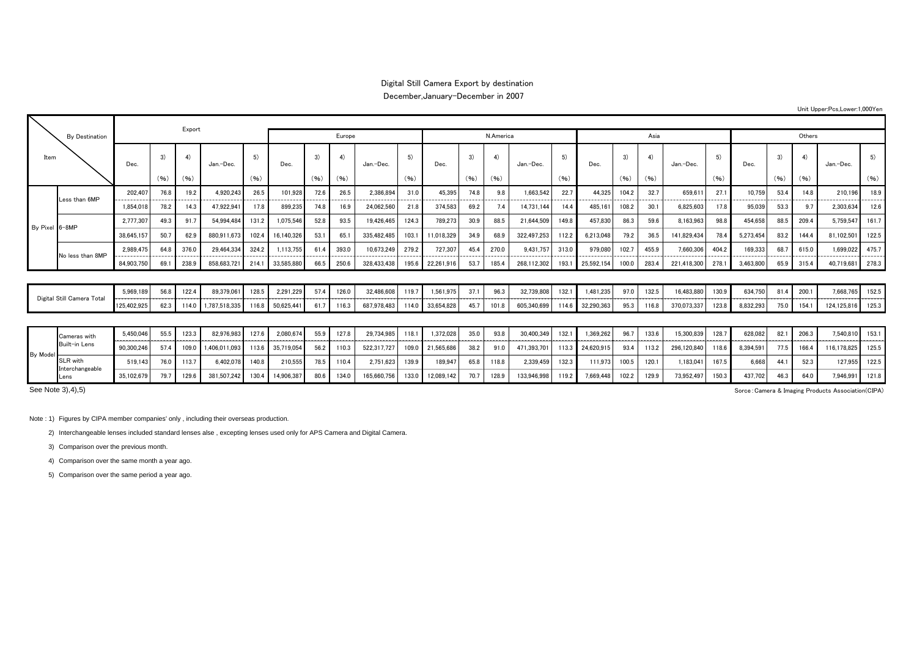# Digital Still Camera Export by destination

December,January-December in 2007

Unit Upper:Pcs,Lower:1,000Yen

| Item | | Export | | | | | Europe | | | | | N.America | | | | | Asia | | | | | Others | | | | |
|---|---|---|---|---|---|---|---|---|---|---|---|---|---|---|---|---|---|---|---|---|---|---|---|---|---|---|
| | | Dec. | 3) (%) | 4) (%) | Jan.-Dec. | 5) (%) | Dec. | 3) (%) | 4) (%) | Jan.-Dec. | 5) (%) | Dec. | 3) (%) | 4) (%) | Jan.-Dec. | 5) (%) | Dec. | 3) (%) | 4) (%) | Jan.-Dec. | 5) (%) | Dec. | 3) (%) | 4) (%) | Jan.-Dec. | 5) (%) |
| By Pixel | Less than 6MP | 202,407 | 76.8 | 19.2 | 4,920,243 | 26.5 | 101,928 | 72.6 | 26.5 | 2,386,894 | 31.0 | 45,395 | 74.8 | 9.8 | 1,663,542 | 22.7 | 44,325 | 104.2 | 32.7 | 659,611 | 27.1 | 10,759 | 53.4 | 14.8 | 210,196 | 18.9 |
| | | 1,854,018 | 78.2 | 14.3 | 47,922,941 | 17.8 | 899,235 | 74.8 | 16.9 | 24,062,560 | 21.8 | 374,583 | 69.2 | 7.4 | 14,731,144 | 14.4 | 485,161 | 108.2 | 30.1 | 6,825,603 | 17.8 | 95,039 | 53.3 | 9.7 | 2,303,634 | 12.6 |
| | 6-8MP | 2,777,307 | 49.3 | 91.7 | 54,994,484 | 131.2 | 1,075,546 | 52.8 | 93.5 | 19,426,465 | 124.3 | 789,273 | 30.9 | 88.5 | 21,644,509 | 149.8 | 457,830 | 86.3 | 59.6 | 8,163,963 | 98.8 | 454,658 | 88.5 | 209.4 | 5,759,547 | 161.7 |
| | | 38,645,157 | 50.7 | 62.9 | 880,911,673 | 102.4 | 16,140,326 | 53.1 | 65.1 | 335,482,485 | 103.1 | 11,018,329 | 34.9 | 68.9 | 322,497,253 | 112.2 | 6,213,048 | 79.2 | 36.5 | 141,829,434 | 78.4 | 5,273,454 | 83.2 | 144.4 | 81,102,501 | 122.5 |
| | No less than 8MP | 2,989,475 | 64.8 | 376.0 | 29,464,334 | 324.2 | 1,113,755 | 61.4 | 393.0 | 10,673,249 | 279.2 | 727,307 | 45.4 | 270.0 | 9,431,757 | 313.0 | 979,080 | 102.7 | 455.9 | 7,660,306 | 404.2 | 169,333 | 68.7 | 615.0 | 1,699,022 | 475.7 |
| | | 84,903,750 | 69.1 | 238.9 | 858,683,721 | 214.1 | 33,585,880 | 66.5 | 250.6 | 328,433,438 | 195.6 | 22,261,916 | 53.7 | 185.4 | 268,112,302 | 193.1 | 25,592,154 | 100.0 | 283.4 | 221,418,300 | 278.1 | 3,463,800 | 65.9 | 315.4 | 40,719,681 | 278.3 |
| Digital Still Camera Total | | 5,969,189 | 56.8 | 122.4 | 89,379,061 | 128.5 | 2,291,229 | 57.4 | 126.0 | 32,486,608 | 119.7 | 1,561,975 | 37.1 | 96.3 | 32,739,808 | 132.1 | 1,481,235 | 97.0 | 132.5 | 16,483,880 | 130.9 | 634,750 | 81.4 | 200.1 | 7,668,765 | 152.5 |
| | | 125,402,925 | 62.3 | 114.0 | 1,787,518,335 | 116.8 | 50,625,441 | 61.7 | 116.3 | 687,978,483 | 114.0 | 33,654,828 | 45.7 | 101.8 | 605,340,699 | 114.6 | 32,290,363 | 95.3 | 116.8 | 370,073,337 | 123.8 | 8,832,293 | 75.0 | 154.1 | 124,125,816 | 125.3 |
| By Model | Cameras with Built-in Lens | 5,450,046 | 55.5 | 123.3 | 82,976,983 | 127.6 | 2,080,674 | 55.9 | 127.8 | 29,734,985 | 118.1 | 1,372,028 | 35.0 | 93.8 | 30,400,349 | 132.1 | 1,369,262 | 96.7 | 133.6 | 15,300,839 | 128.7 | 628,082 | 82.1 | 206.3 | 7,540,810 | 153.1 |
| | | 90,300,246 | 57.4 | 109.0 | 1,406,011,093 | 113.6 | 35,719,054 | 56.2 | 110.3 | 522,317,727 | 109.0 | 21,565,686 | 38.2 | 91.0 | 471,393,701 | 113.3 | 24,620,915 | 93.4 | 113.2 | 296,120,840 | 118.6 | 8,394,591 | 77.5 | 166.4 | 116,178,825 | 125.5 |
| | SLR with Interchangeable Lens | 519,143 | 76.0 | 113.7 | 6,402,078 | 140.8 | 210,555 | 78.5 | 110.4 | 2,751,623 | 139.9 | 189,947 | 65.8 | 118.8 | 2,339,459 | 132.3 | 111,973 | 100.5 | 120.1 | 1,183,041 | 167.5 | 6,668 | 44.1 | 52.3 | 127,955 | 122.5 |
| | | 35,102,679 | 79.7 | 129.6 | 381,507,242 | 130.4 | 14,906,387 | 80.6 | 134.0 | 165,660,756 | 133.0 | 12,089,142 | 70.7 | 128.9 | 133,946,998 | 119.2 | 7,669,448 | 102.2 | 129.9 | 73,952,497 | 150.3 | 437,702 | 46.3 | 64.0 | 7,946,991 | 121.8 |

See Note 3),4),5)

Sorce:Camera & Imaging Products Association(CIPA)

Note : 1) Figures by CIPA member companies' only , including their overseas production.

2) Interchangeable lenses included standard lenses alse , excepting lenses used only for APS Camera and Digital Camera.

3) Comparison over the previous month.

4) Comparison over the same month a year ago.

5) Comparison over the same period a year ago.